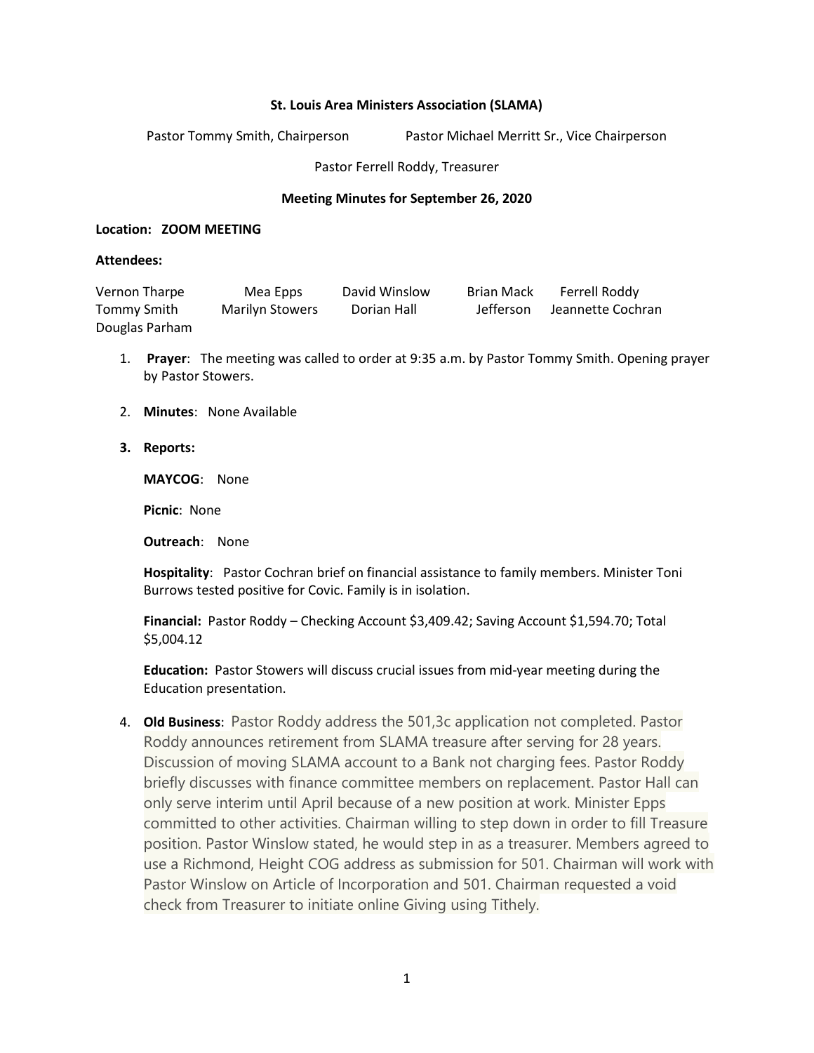**St. Louis Area Ministers Association (SLAMA)**

Pastor Tommy Smith, Chairperson          Pastor Michael Merritt Sr., Vice Chairperson

Pastor Ferrell Roddy, Treasurer

**Meeting Minutes for September 26, 2020**

**Location: ZOOM MEETING**

**Attendees:**

| | | | | |
|---|---|---|---|---|
| Vernon Tharpe | Mea Epps | David Winslow | Brian Mack | Ferrell Roddy |
| Tommy Smith | Marilyn Stowers | Dorian Hall | Jefferson | Jeannette Cochran |
| Douglas Parham | | | | |

1. **Prayer**: The meeting was called to order at 9:35 a.m. by Pastor Tommy Smith. Opening prayer by Pastor Stowers.

2. **Minutes**: None Available

3. **Reports:**

   **MAYCOG**: None

   **Picnic**: None

   **Outreach**: None

   **Hospitality**: Pastor Cochran brief on financial assistance to family members. Minister Toni Burrows tested positive for Covic. Family is in isolation.

   **Financial:** Pastor Roddy – Checking Account $3,409.42; Saving Account $1,594.70; Total $5,004.12

   **Education:** Pastor Stowers will discuss crucial issues from mid-year meeting during the Education presentation.

4. **Old Business**: Pastor Roddy address the 501,3c application not completed. Pastor Roddy announces retirement from SLAMA treasure after serving for 28 years. Discussion of moving SLAMA account to a Bank not charging fees. Pastor Roddy briefly discusses with finance committee members on replacement. Pastor Hall can only serve interim until April because of a new position at work. Minister Epps committed to other activities. Chairman willing to step down in order to fill Treasure position. Pastor Winslow stated, he would step in as a treasurer. Members agreed to use a Richmond, Height COG address as submission for 501. Chairman will work with Pastor Winslow on Article of Incorporation and 501. Chairman requested a void check from Treasurer to initiate online Giving using Tithely.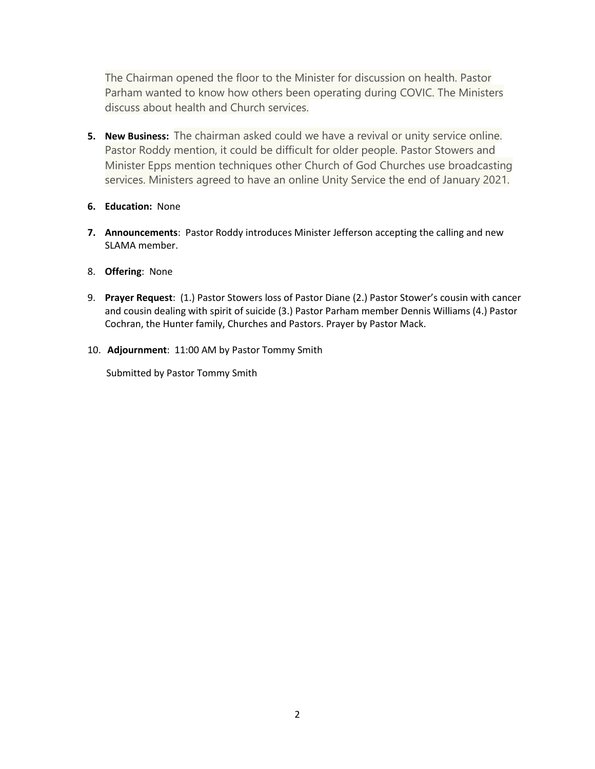The Chairman opened the floor to the Minister for discussion on health. Pastor Parham wanted to know how others been operating during COVIC. The Ministers discuss about health and Church services.

5. **New Business:** The chairman asked could we have a revival or unity service online. Pastor Roddy mention, it could be difficult for older people. Pastor Stowers and Minister Epps mention techniques other Church of God Churches use broadcasting services. Ministers agreed to have an online Unity Service the end of January 2021.

6. **Education:** None

7. **Announcements**: Pastor Roddy introduces Minister Jefferson accepting the calling and new SLAMA member.

8. **Offering**: None

9. **Prayer Request**: (1.) Pastor Stowers loss of Pastor Diane (2.) Pastor Stower's cousin with cancer and cousin dealing with spirit of suicide (3.) Pastor Parham member Dennis Williams (4.) Pastor Cochran, the Hunter family, Churches and Pastors. Prayer by Pastor Mack.

10. **Adjournment**: 11:00 AM by Pastor Tommy Smith

Submitted by Pastor Tommy Smith